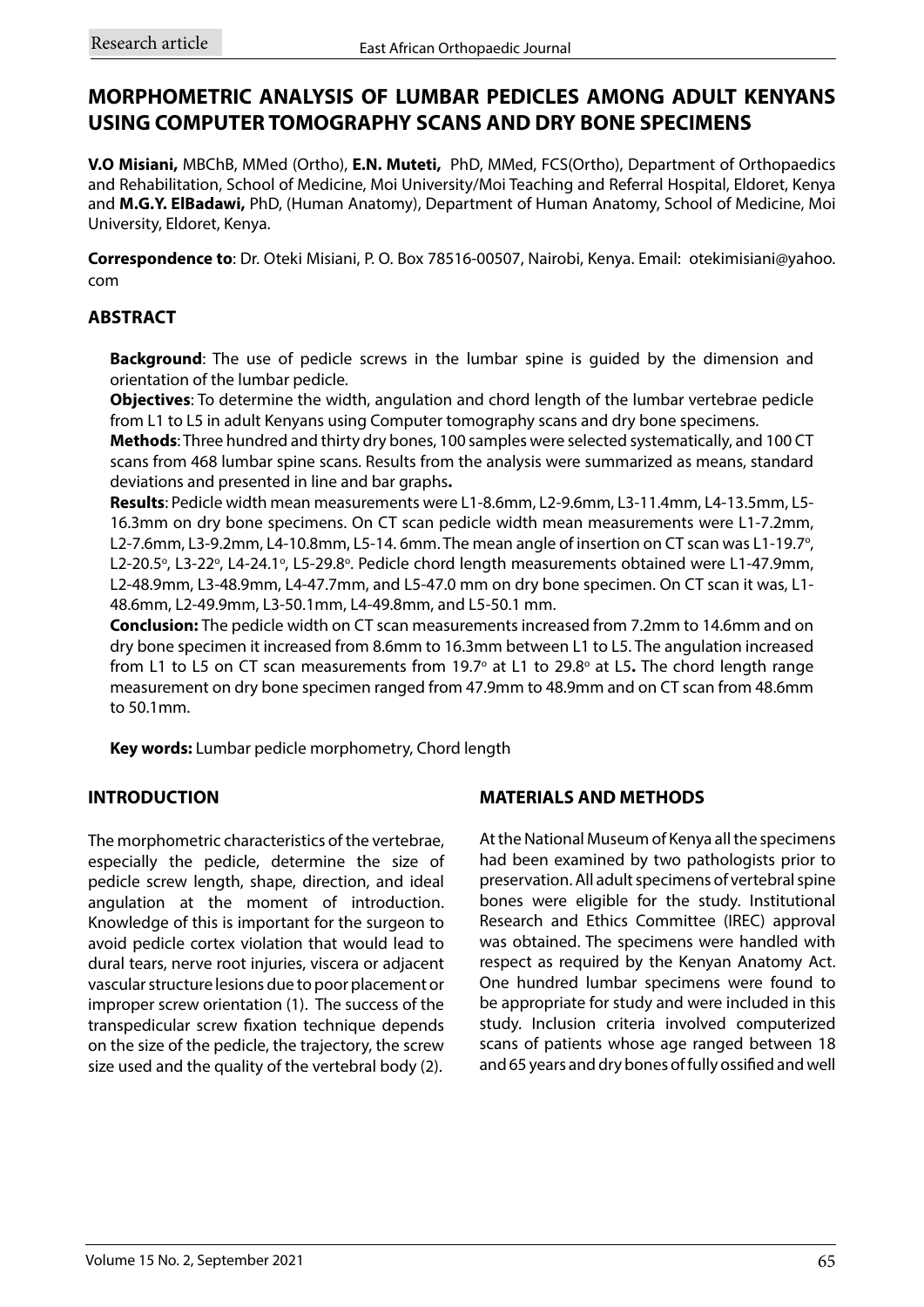Research article

# MORPHOMETRIC ANALYSIS OF LUMBAR PEDICLES AMONG ADULT KENYANS USING COMPUTER TOMOGRAPHY SCANS AND DRY BONE SPECIMENS

**V.O Misiani,** MBChB, MMed (Ortho), **E.N. Muteti,** PhD, MMed, FCS(Ortho), Department of Orthopaedics and Rehabilitation, School of Medicine, Moi University/Moi Teaching and Referral Hospital, Eldoret, Kenya and **M.G.Y. ElBadawi,** PhD, (Human Anatomy), Department of Human Anatomy, School of Medicine, Moi University, Eldoret, Kenya.

**Correspondence to**: Dr. Oteki Misiani, P. O. Box 78516-00507, Nairobi, Kenya. Email: otekimisiani@yahoo.com

## ABSTRACT

**Background**: The use of pedicle screws in the lumbar spine is guided by the dimension and orientation of the lumbar pedicle.

**Objectives**: To determine the width, angulation and chord length of the lumbar vertebrae pedicle from L1 to L5 in adult Kenyans using Computer tomography scans and dry bone specimens.

**Methods**: Three hundred and thirty dry bones, 100 samples were selected systematically, and 100 CT scans from 468 lumbar spine scans. Results from the analysis were summarized as means, standard deviations and presented in line and bar graphs**.**

**Results**: Pedicle width mean measurements were L1-8.6mm, L2-9.6mm, L3-11.4mm, L4-13.5mm, L5-16.3mm on dry bone specimens. On CT scan pedicle width mean measurements were L1-7.2mm, L2-7.6mm, L3-9.2mm, L4-10.8mm, L5-14. 6mm. The mean angle of insertion on CT scan was L1-19.7°, L2-20.5°, L3-22°, L4-24.1°, L5-29.8°. Pedicle chord length measurements obtained were L1-47.9mm, L2-48.9mm, L3-48.9mm, L4-47.7mm, and L5-47.0 mm on dry bone specimen. On CT scan it was, L1-48.6mm, L2-49.9mm, L3-50.1mm, L4-49.8mm, and L5-50.1 mm.

**Conclusion:** The pedicle width on CT scan measurements increased from 7.2mm to 14.6mm and on dry bone specimen it increased from 8.6mm to 16.3mm between L1 to L5. The angulation increased from L1 to L5 on CT scan measurements from 19.7° at L1 to 29.8° at L5**.** The chord length range measurement on dry bone specimen ranged from 47.9mm to 48.9mm and on CT scan from 48.6mm to 50.1mm.

**Key words:** Lumbar pedicle morphometry, Chord length

## INTRODUCTION

The morphometric characteristics of the vertebrae, especially the pedicle, determine the size of pedicle screw length, shape, direction, and ideal angulation at the moment of introduction. Knowledge of this is important for the surgeon to avoid pedicle cortex violation that would lead to dural tears, nerve root injuries, viscera or adjacent vascular structure lesions due to poor placement or improper screw orientation (1). The success of the transpedicular screw fixation technique depends on the size of the pedicle, the trajectory, the screw size used and the quality of the vertebral body (2).

## MATERIALS AND METHODS

At the National Museum of Kenya all the specimens had been examined by two pathologists prior to preservation. All adult specimens of vertebral spine bones were eligible for the study. Institutional Research and Ethics Committee (IREC) approval was obtained. The specimens were handled with respect as required by the Kenyan Anatomy Act. One hundred lumbar specimens were found to be appropriate for study and were included in this study. Inclusion criteria involved computerized scans of patients whose age ranged between 18 and 65 years and dry bones of fully ossified and well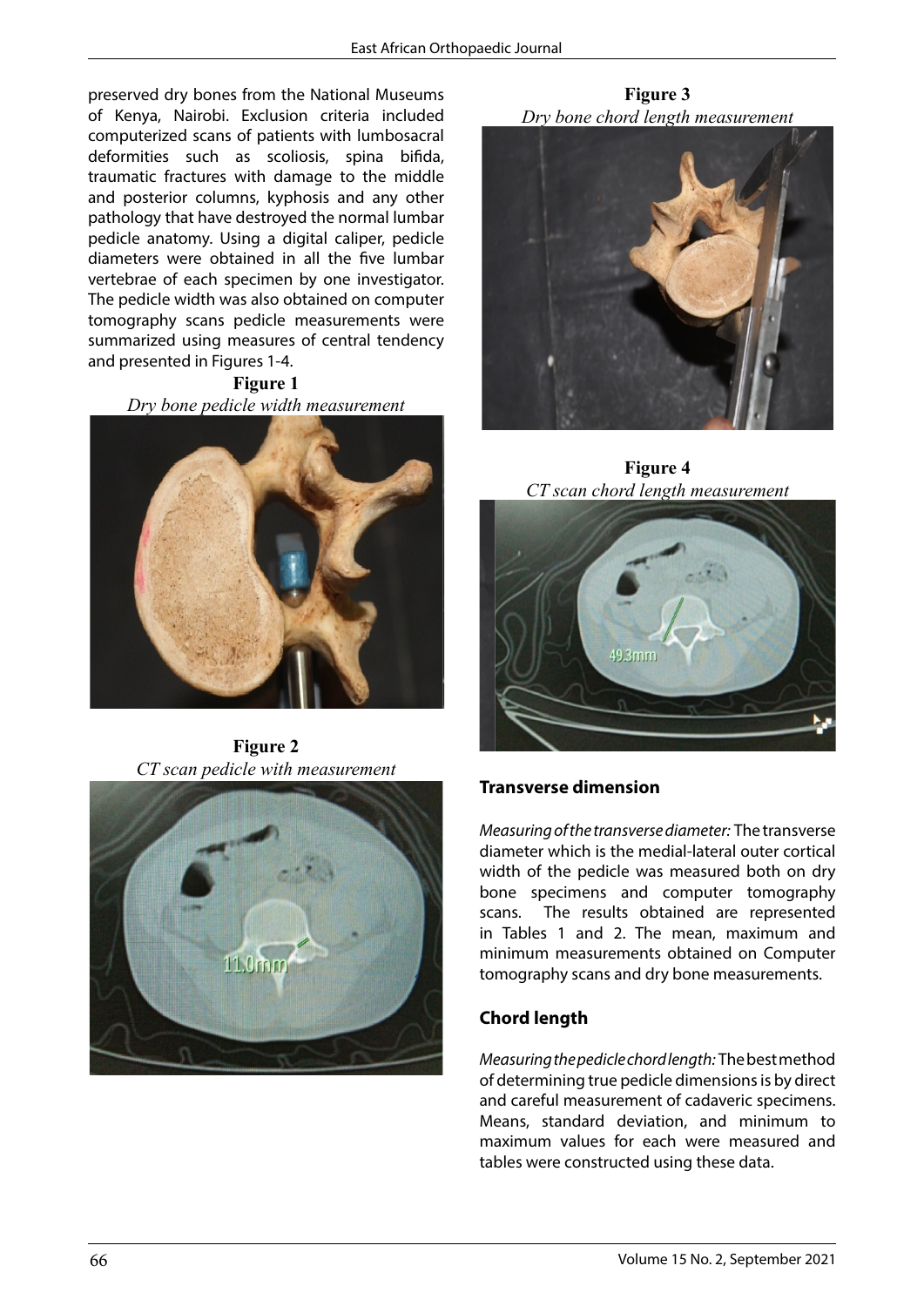preserved dry bones from the National Museums of Kenya, Nairobi. Exclusion criteria included computerized scans of patients with lumbosacral deformities such as scoliosis, spina bifida, traumatic fractures with damage to the middle and posterior columns, kyphosis and any other pathology that have destroyed the normal lumbar pedicle anatomy. Using a digital caliper, pedicle diameters were obtained in all the five lumbar vertebrae of each specimen by one investigator. The pedicle width was also obtained on computer tomography scans pedicle measurements were summarized using measures of central tendency and presented in Figures 1-4.

**Figure 1**
*Dry bone pedicle width measurement*

**Figure 2**
*CT scan pedicle with measurement*

**Figure 3**
*Dry bone chord length measurement*

**Figure 4**
*CT scan chord length measurement*

### Transverse dimension

*Measuring of the transverse diameter:* The transverse diameter which is the medial-lateral outer cortical width of the pedicle was measured both on dry bone specimens and computer tomography scans. The results obtained are represented in Tables 1 and 2. The mean, maximum and minimum measurements obtained on Computer tomography scans and dry bone measurements.

### Chord length

*Measuring the pedicle chord length:* The best method of determining true pedicle dimensions is by direct and careful measurement of cadaveric specimens. Means, standard deviation, and minimum to maximum values for each were measured and tables were constructed using these data.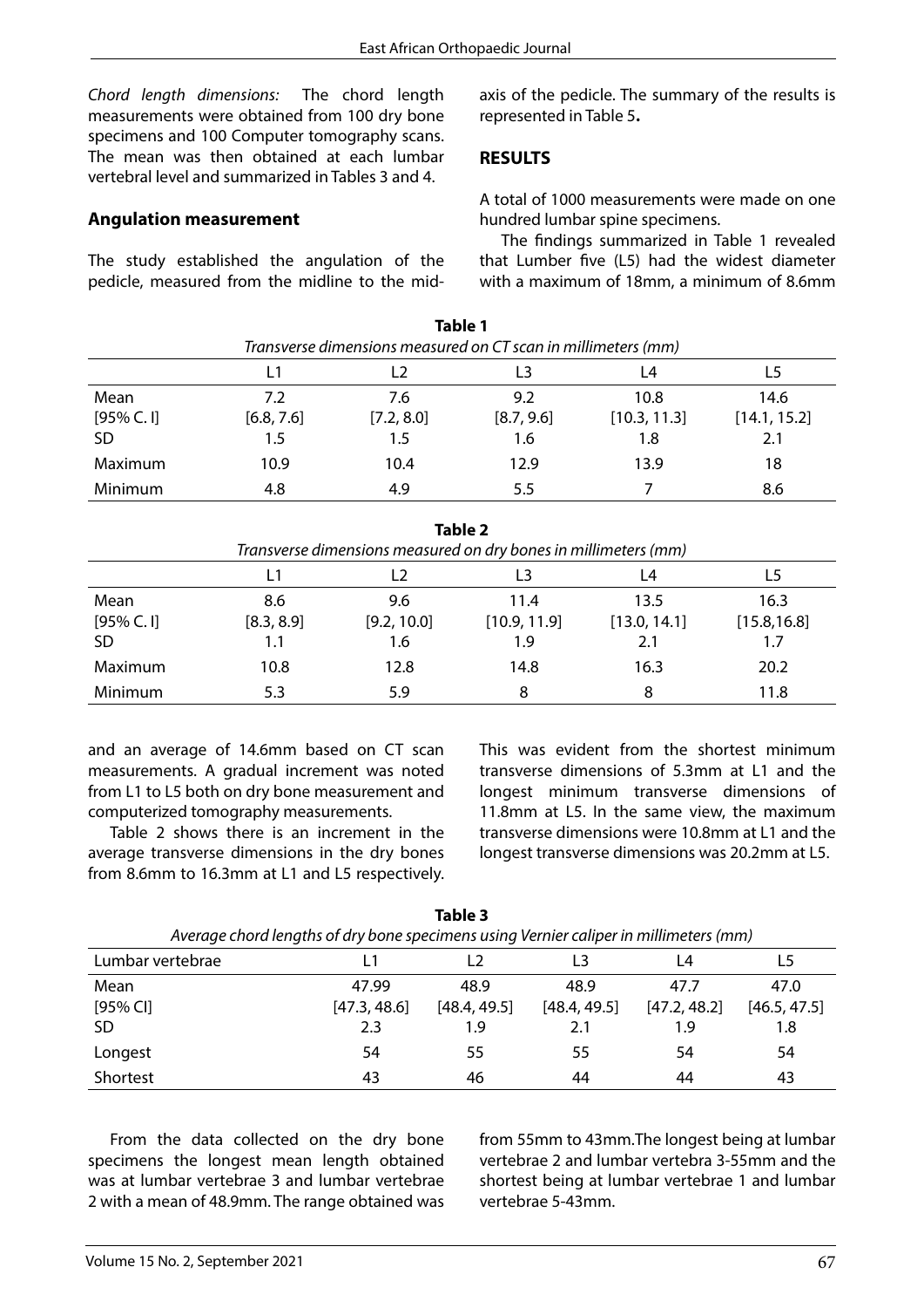*Chord length dimensions:* The chord length measurements were obtained from 100 dry bone specimens and 100 Computer tomography scans. The mean was then obtained at each lumbar vertebral level and summarized in Tables 3 and 4.

### Angulation measurement

The study established the angulation of the pedicle, measured from the midline to the mid-axis of the pedicle. The summary of the results is represented in Table 5**.**

## RESULTS

A total of 1000 measurements were made on one hundred lumbar spine specimens.

The findings summarized in Table 1 revealed that Lumber five (L5) had the widest diameter with a maximum of 18mm, a minimum of 8.6mm and an average of 14.6mm based on CT scan measurements. A gradual increment was noted from L1 to L5 both on dry bone measurement and computerized tomography measurements.

**Table 1**

*Transverse dimensions measured on CT scan in millimeters (mm)*

| | L1 | L2 | L3 | L4 | L5 |
|---|---|---|---|---|---|
| Mean | 7.2 | 7.6 | 9.2 | 10.8 | 14.6 |
| [95% C. I] | [6.8, 7.6] | [7.2, 8.0] | [8.7, 9.6] | [10.3, 11.3] | [14.1, 15.2] |
| SD | 1.5 | 1.5 | 1.6 | 1.8 | 2.1 |
| Maximum | 10.9 | 10.4 | 12.9 | 13.9 | 18 |
| Minimum | 4.8 | 4.9 | 5.5 | 7 | 8.6 |

**Table 2**

*Transverse dimensions measured on dry bones in millimeters (mm)*

| | L1 | L2 | L3 | L4 | L5 |
|---|---|---|---|---|---|
| Mean | 8.6 | 9.6 | 11.4 | 13.5 | 16.3 |
| [95% C. I] | [8.3, 8.9] | [9.2, 10.0] | [10.9, 11.9] | [13.0, 14.1] | [15.8,16.8] |
| SD | 1.1 | 1.6 | 1.9 | 2.1 | 1.7 |
| Maximum | 10.8 | 12.8 | 14.8 | 16.3 | 20.2 |
| Minimum | 5.3 | 5.9 | 8 | 8 | 11.8 |

Table 2 shows there is an increment in the average transverse dimensions in the dry bones from 8.6mm to 16.3mm at L1 and L5 respectively. This was evident from the shortest minimum transverse dimensions of 5.3mm at L1 and the longest minimum transverse dimensions of 11.8mm at L5. In the same view, the maximum transverse dimensions were 10.8mm at L1 and the longest transverse dimensions was 20.2mm at L5.

**Table 3**

*Average chord lengths of dry bone specimens using Vernier caliper in millimeters (mm)*

| Lumbar vertebrae | L1 | L2 | L3 | L4 | L5 |
|---|---|---|---|---|---|
| Mean | 47.99 | 48.9 | 48.9 | 47.7 | 47.0 |
| [95% CI] | [47.3, 48.6] | [48.4, 49.5] | [48.4, 49.5] | [47.2, 48.2] | [46.5, 47.5] |
| SD | 2.3 | 1.9 | 2.1 | 1.9 | 1.8 |
| Longest | 54 | 55 | 55 | 54 | 54 |
| Shortest | 43 | 46 | 44 | 44 | 43 |

From the data collected on the dry bone specimens the longest mean length obtained was at lumbar vertebrae 3 and lumbar vertebrae 2 with a mean of 48.9mm. The range obtained was from 55mm to 43mm.The longest being at lumbar vertebrae 2 and lumbar vertebra 3-55mm and the shortest being at lumbar vertebrae 1 and lumbar vertebrae 5-43mm.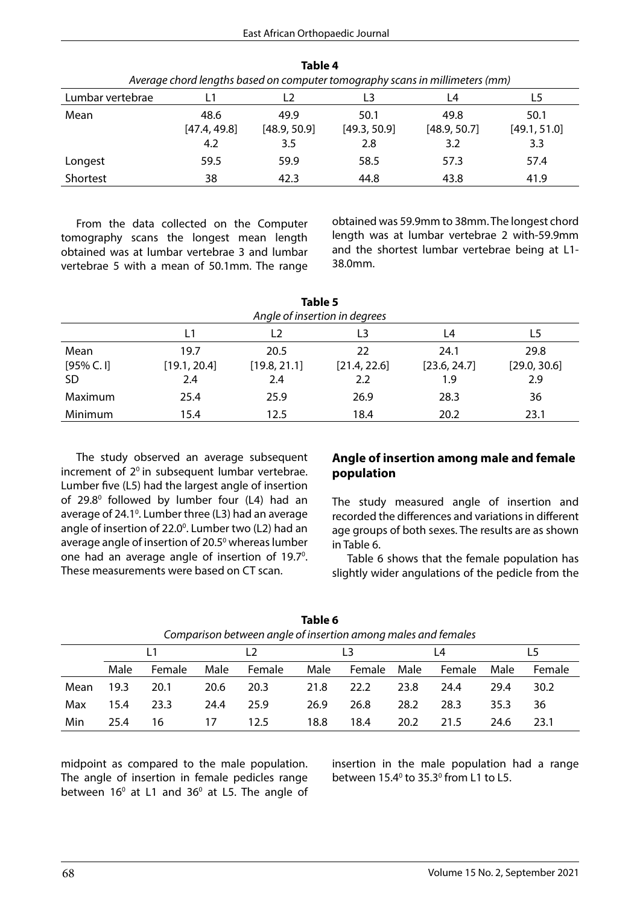**Table 4**
*Average chord lengths based on computer tomography scans in millimeters (mm)*

| Lumbar vertebrae | L1 | L2 | L3 | L4 | L5 |
|---|---|---|---|---|---|
| Mean | 48.6 [47.4, 49.8] 4.2 | 49.9 [48.9, 50.9] 3.5 | 50.1 [49.3, 50.9] 2.8 | 49.8 [48.9, 50.7] 3.2 | 50.1 [49.1, 51.0] 3.3 |
| Longest | 59.5 | 59.9 | 58.5 | 57.3 | 57.4 |
| Shortest | 38 | 42.3 | 44.8 | 43.8 | 41.9 |

From the data collected on the Computer tomography scans the longest mean length obtained was at lumbar vertebrae 3 and lumbar vertebrae 5 with a mean of 50.1mm. The range obtained was 59.9mm to 38mm. The longest chord length was at lumbar vertebrae 2 with-59.9mm and the shortest lumbar vertebrae being at L1-38.0mm.

**Table 5**
*Angle of insertion in degrees*

| | L1 | L2 | L3 | L4 | L5 |
|---|---|---|---|---|---|
| Mean | 19.7 | 20.5 | 22 | 24.1 | 29.8 |
| [95% C. I] | [19.1, 20.4] | [19.8, 21.1] | [21.4, 22.6] | [23.6, 24.7] | [29.0, 30.6] |
| SD | 2.4 | 2.4 | 2.2 | 1.9 | 2.9 |
| Maximum | 25.4 | 25.9 | 26.9 | 28.3 | 36 |
| Minimum | 15.4 | 12.5 | 18.4 | 20.2 | 23.1 |

The study observed an average subsequent increment of $2^0$ in subsequent lumbar vertebrae. Lumber five (L5) had the largest angle of insertion of $29.8^0$ followed by lumber four (L4) had an average of $24.1^0$. Lumber three (L3) had an average angle of insertion of $22.0^0$. Lumber two (L2) had an average angle of insertion of $20.5^0$ whereas lumber one had an average angle of insertion of $19.7^0$. These measurements were based on CT scan.

## Angle of insertion among male and female population

The study measured angle of insertion and recorded the differences and variations in different age groups of both sexes. The results are as shown in Table 6.

Table 6 shows that the female population has slightly wider angulations of the pedicle from the midpoint as compared to the male population. The angle of insertion in female pedicles range between $16^0$ at L1 and $36^0$ at L5. The angle of insertion in the male population had a range between $15.4^0$ to $35.3^0$ from L1 to L5.

**Table 6**
*Comparison between angle of insertion among males and females*

| | L1 | | L2 | | L3 | | L4 | | L5 | |
|---|---|---|---|---|---|---|---|---|---|---|
| | Male | Female | Male | Female | Male | Female | Male | Female | Male | Female |
| Mean | 19.3 | 20.1 | 20.6 | 20.3 | 21.8 | 22.2 | 23.8 | 24.4 | 29.4 | 30.2 |
| Max | 15.4 | 23.3 | 24.4 | 25.9 | 26.9 | 26.8 | 28.2 | 28.3 | 35.3 | 36 |
| Min | 25.4 | 16 | 17 | 12.5 | 18.8 | 18.4 | 20.2 | 21.5 | 24.6 | 23.1 |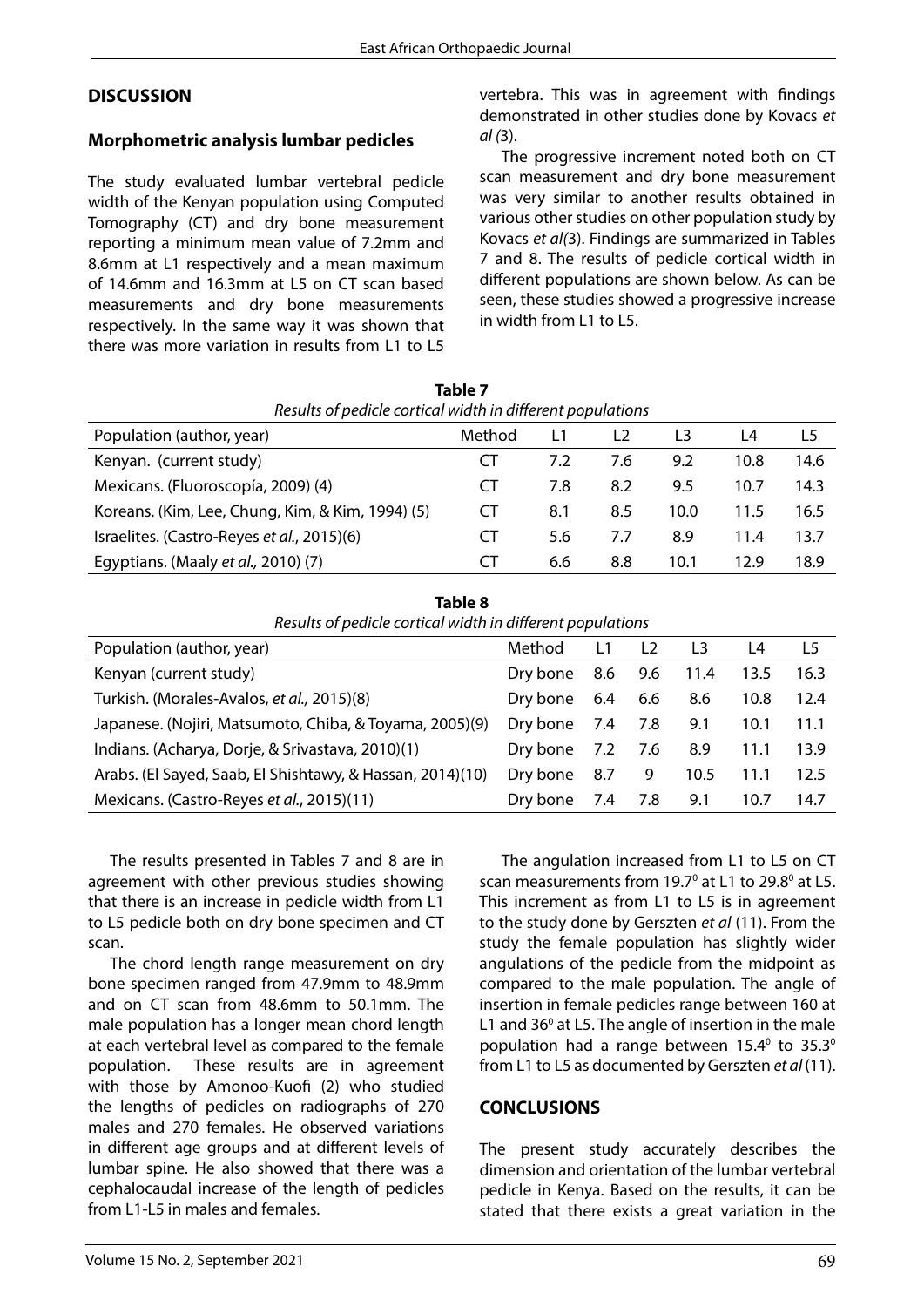## DISCUSSION

### Morphometric analysis lumbar pedicles

The study evaluated lumbar vertebral pedicle width of the Kenyan population using Computed Tomography (CT) and dry bone measurement reporting a minimum mean value of 7.2mm and 8.6mm at L1 respectively and a mean maximum of 14.6mm and 16.3mm at L5 on CT scan based measurements and dry bone measurements respectively. In the same way it was shown that there was more variation in results from L1 to L5 vertebra. This was in agreement with findings demonstrated in other studies done by Kovacs *et al* (3).

The progressive increment noted both on CT scan measurement and dry bone measurement was very similar to another results obtained in various other studies on other population study by Kovacs *et al*(3). Findings are summarized in Tables 7 and 8. The results of pedicle cortical width in different populations are shown below. As can be seen, these studies showed a progressive increase in width from L1 to L5.

**Table 7**

*Results of pedicle cortical width in different populations*

| Population (author, year) | Method | L1 | L2 | L3 | L4 | L5 |
|---|---|---|---|---|---|---|
| Kenyan. (current study) | CT | 7.2 | 7.6 | 9.2 | 10.8 | 14.6 |
| Mexicans. (Fluoroscopía, 2009) (4) | CT | 7.8 | 8.2 | 9.5 | 10.7 | 14.3 |
| Koreans. (Kim, Lee, Chung, Kim, & Kim, 1994) (5) | CT | 8.1 | 8.5 | 10.0 | 11.5 | 16.5 |
| Israelites. (Castro-Reyes *et al.*, 2015)(6) | CT | 5.6 | 7.7 | 8.9 | 11.4 | 13.7 |
| Egyptians. (Maaly *et al.,* 2010) (7) | CT | 6.6 | 8.8 | 10.1 | 12.9 | 18.9 |

**Table 8**

*Results of pedicle cortical width in different populations*

| Population (author, year) | Method | L1 | L2 | L3 | L4 | L5 |
|---|---|---|---|---|---|---|
| Kenyan (current study) | Dry bone | 8.6 | 9.6 | 11.4 | 13.5 | 16.3 |
| Turkish. (Morales-Avalos, *et al.,* 2015)(8) | Dry bone | 6.4 | 6.6 | 8.6 | 10.8 | 12.4 |
| Japanese. (Nojiri, Matsumoto, Chiba, & Toyama, 2005)(9) | Dry bone | 7.4 | 7.8 | 9.1 | 10.1 | 11.1 |
| Indians. (Acharya, Dorje, & Srivastava, 2010)(1) | Dry bone | 7.2 | 7.6 | 8.9 | 11.1 | 13.9 |
| Arabs. (El Sayed, Saab, El Shishtawy, & Hassan, 2014)(10) | Dry bone | 8.7 | 9 | 10.5 | 11.1 | 12.5 |
| Mexicans. (Castro-Reyes *et al.*, 2015)(11) | Dry bone | 7.4 | 7.8 | 9.1 | 10.7 | 14.7 |

The results presented in Tables 7 and 8 are in agreement with other previous studies showing that there is an increase in pedicle width from L1 to L5 pedicle both on dry bone specimen and CT scan.

The chord length range measurement on dry bone specimen ranged from 47.9mm to 48.9mm and on CT scan from 48.6mm to 50.1mm. The male population has a longer mean chord length at each vertebral level as compared to the female population. These results are in agreement with those by Amonoo-Kuofi (2) who studied the lengths of pedicles on radiographs of 270 males and 270 females. He observed variations in different age groups and at different levels of lumbar spine. He also showed that there was a cephalocaudal increase of the length of pedicles from L1-L5 in males and females.

The angulation increased from L1 to L5 on CT scan measurements from 19.7$^0$ at L1 to 29.8$^0$ at L5. This increment as from L1 to L5 is in agreement to the study done by Gerszten *et al* (11). From the study the female population has slightly wider angulations of the pedicle from the midpoint as compared to the male population. The angle of insertion in female pedicles range between 160 at L1 and 36$^0$ at L5. The angle of insertion in the male population had a range between 15.4$^0$ to 35.3$^0$ from L1 to L5 as documented by Gerszten *et al* (11).

## CONCLUSIONS

The present study accurately describes the dimension and orientation of the lumbar vertebral pedicle in Kenya. Based on the results, it can be stated that there exists a great variation in the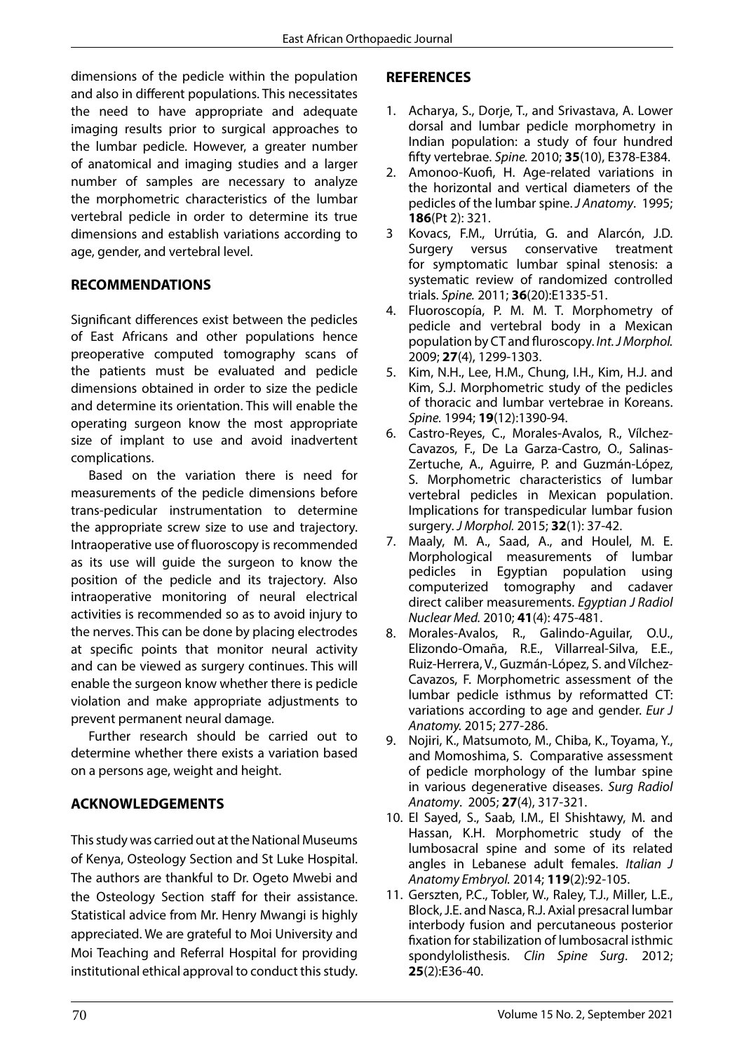dimensions of the pedicle within the population and also in different populations. This necessitates the need to have appropriate and adequate imaging results prior to surgical approaches to the lumbar pedicle. However, a greater number of anatomical and imaging studies and a larger number of samples are necessary to analyze the morphometric characteristics of the lumbar vertebral pedicle in order to determine its true dimensions and establish variations according to age, gender, and vertebral level.

## RECOMMENDATIONS

Significant differences exist between the pedicles of East Africans and other populations hence preoperative computed tomography scans of the patients must be evaluated and pedicle dimensions obtained in order to size the pedicle and determine its orientation. This will enable the operating surgeon know the most appropriate size of implant to use and avoid inadvertent complications.

Based on the variation there is need for measurements of the pedicle dimensions before trans-pedicular instrumentation to determine the appropriate screw size to use and trajectory. Intraoperative use of fluoroscopy is recommended as its use will guide the surgeon to know the position of the pedicle and its trajectory. Also intraoperative monitoring of neural electrical activities is recommended so as to avoid injury to the nerves. This can be done by placing electrodes at specific points that monitor neural activity and can be viewed as surgery continues. This will enable the surgeon know whether there is pedicle violation and make appropriate adjustments to prevent permanent neural damage.

Further research should be carried out to determine whether there exists a variation based on a persons age, weight and height.

## ACKNOWLEDGEMENTS

This study was carried out at the National Museums of Kenya, Osteology Section and St Luke Hospital. The authors are thankful to Dr. Ogeto Mwebi and the Osteology Section staff for their assistance. Statistical advice from Mr. Henry Mwangi is highly appreciated. We are grateful to Moi University and Moi Teaching and Referral Hospital for providing institutional ethical approval to conduct this study.

## REFERENCES

1. Acharya, S., Dorje, T., and Srivastava, A. Lower dorsal and lumbar pedicle morphometry in Indian population: a study of four hundred fifty vertebrae. *Spine.* 2010; **35**(10), E378-E384.
2. Amonoo-Kuofi, H. Age-related variations in the horizontal and vertical diameters of the pedicles of the lumbar spine. *J Anatomy*. 1995; **186**(Pt 2): 321.
3. Kovacs, F.M., Urrútia, G. and Alarcón, J.D. Surgery versus conservative treatment for symptomatic lumbar spinal stenosis: a systematic review of randomized controlled trials. *Spine.* 2011; **36**(20):E1335-51.
4. Fluoroscopía, P. M. M. T. Morphometry of pedicle and vertebral body in a Mexican population by CT and fluroscopy. *Int. J Morphol.* 2009; **27**(4), 1299-1303.
5. Kim, N.H., Lee, H.M., Chung, I.H., Kim, H.J. and Kim, S.J. Morphometric study of the pedicles of thoracic and lumbar vertebrae in Koreans. *Spine.* 1994; **19**(12):1390-94.
6. Castro-Reyes, C., Morales-Avalos, R., Vílchez-Cavazos, F., De La Garza-Castro, O., Salinas-Zertuche, A., Aguirre, P. and Guzmán-López, S. Morphometric characteristics of lumbar vertebral pedicles in Mexican population. Implications for transpedicular lumbar fusion surgery. *J Morphol.* 2015; **32**(1): 37-42.
7. Maaly, M. A., Saad, A., and Houlel, M. E. Morphological measurements of lumbar pedicles in Egyptian population using computerized tomography and cadaver direct caliber measurements. *Egyptian J Radiol Nuclear Med.* 2010; **41**(4): 475-481.
8. Morales-Avalos, R., Galindo-Aguilar, O.U., Elizondo-Omaña, R.E., Villarreal-Silva, E.E., Ruiz-Herrera, V., Guzmán-López, S. and Vílchez-Cavazos, F. Morphometric assessment of the lumbar pedicle isthmus by reformatted CT: variations according to age and gender. *Eur J Anatomy.* 2015; 277-286.
9. Nojiri, K., Matsumoto, M., Chiba, K., Toyama, Y., and Momoshima, S. Comparative assessment of pedicle morphology of the lumbar spine in various degenerative diseases. *Surg Radiol Anatomy*. 2005; **27**(4), 317-321.
10. El Sayed, S., Saab, I.M., El Shishtawy, M. and Hassan, K.H. Morphometric study of the lumbosacral spine and some of its related angles in Lebanese adult females. *Italian J Anatomy Embryol.* 2014; **119**(2):92-105.
11. Gerszten, P.C., Tobler, W., Raley, T.J., Miller, L.E., Block, J.E. and Nasca, R.J. Axial presacral lumbar interbody fusion and percutaneous posterior fixation for stabilization of lumbosacral isthmic spondylolisthesis. *Clin Spine Surg*. 2012; **25**(2):E36-40.